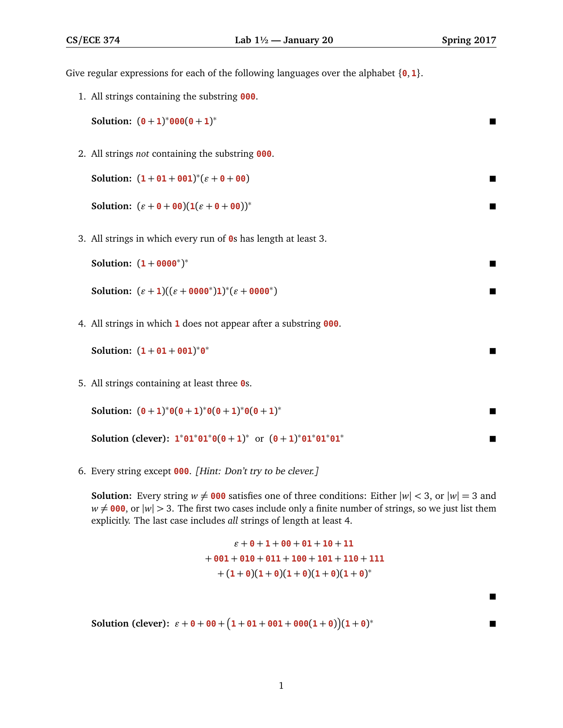Give regular expressions for each of the following languages over the alphabet $\{\texttt{0}, \texttt{1}\}$.

1. All strings containing the substring 000.

   **Solution:** $(\texttt{0}+\texttt{1})^*\texttt{000}(\texttt{0}+\texttt{1})^*$ ■

2. All strings *not* containing the substring 000.

   **Solution:** $(\texttt{1}+\texttt{01}+\texttt{001})^*(\varepsilon+\texttt{0}+\texttt{00})$ ■

   **Solution:** $(\varepsilon+\texttt{0}+\texttt{00})(\texttt{1}(\varepsilon+\texttt{0}+\texttt{00}))^*$ ■

3. All strings in which every run of 0s has length at least 3.

   **Solution:** $(\texttt{1}+\texttt{0000}^*)^*$ ■

   **Solution:** $(\varepsilon+\texttt{1})((\varepsilon+\texttt{0000}^*)\texttt{1})^*(\varepsilon+\texttt{0000}^*)$ ■

4. All strings in which 1 does not appear after a substring 000.

   **Solution:** $(\texttt{1}+\texttt{01}+\texttt{001})^*\texttt{0}^*$ ■

5. All strings containing at least three 0s.

   **Solution:** $(\texttt{0}+\texttt{1})^*\texttt{0}(\texttt{0}+\texttt{1})^*\texttt{0}(\texttt{0}+\texttt{1})^*\texttt{0}(\texttt{0}+\texttt{1})^*$ ■

   **Solution (clever):** $\texttt{1}^*\texttt{01}^*\texttt{01}^*\texttt{0}(\texttt{0}+\texttt{1})^*$ or $(\texttt{0}+\texttt{1})^*\texttt{01}^*\texttt{01}^*\texttt{01}^*$ ■

6. Every string except 000. *[Hint: Don't try to be clever.]*

   **Solution:** Every string $w \neq \texttt{000}$ satisfies one of three conditions: Either $|w| < 3$, or $|w| = 3$ and $w \neq \texttt{000}$, or $|w| > 3$. The first two cases include only a finite number of strings, so we just list them explicitly. The last case includes *all* strings of length at least 4.

$$
\begin{gathered}
\varepsilon+\texttt{0}+\texttt{1}+\texttt{00}+\texttt{01}+\texttt{10}+\texttt{11} \\
+\texttt{001}+\texttt{010}+\texttt{011}+\texttt{100}+\texttt{101}+\texttt{110}+\texttt{111} \\
+(\texttt{1}+\texttt{0})(\texttt{1}+\texttt{0})(\texttt{1}+\texttt{0})(\texttt{1}+\texttt{0})(\texttt{1}+\texttt{0})^*
\end{gathered}
$$

   ■

   **Solution (clever):** $\varepsilon+\texttt{0}+\texttt{00}+\big(\texttt{1}+\texttt{01}+\texttt{001}+\texttt{000}(\texttt{1}+\texttt{0})\big)(\texttt{1}+\texttt{0})^*$ ■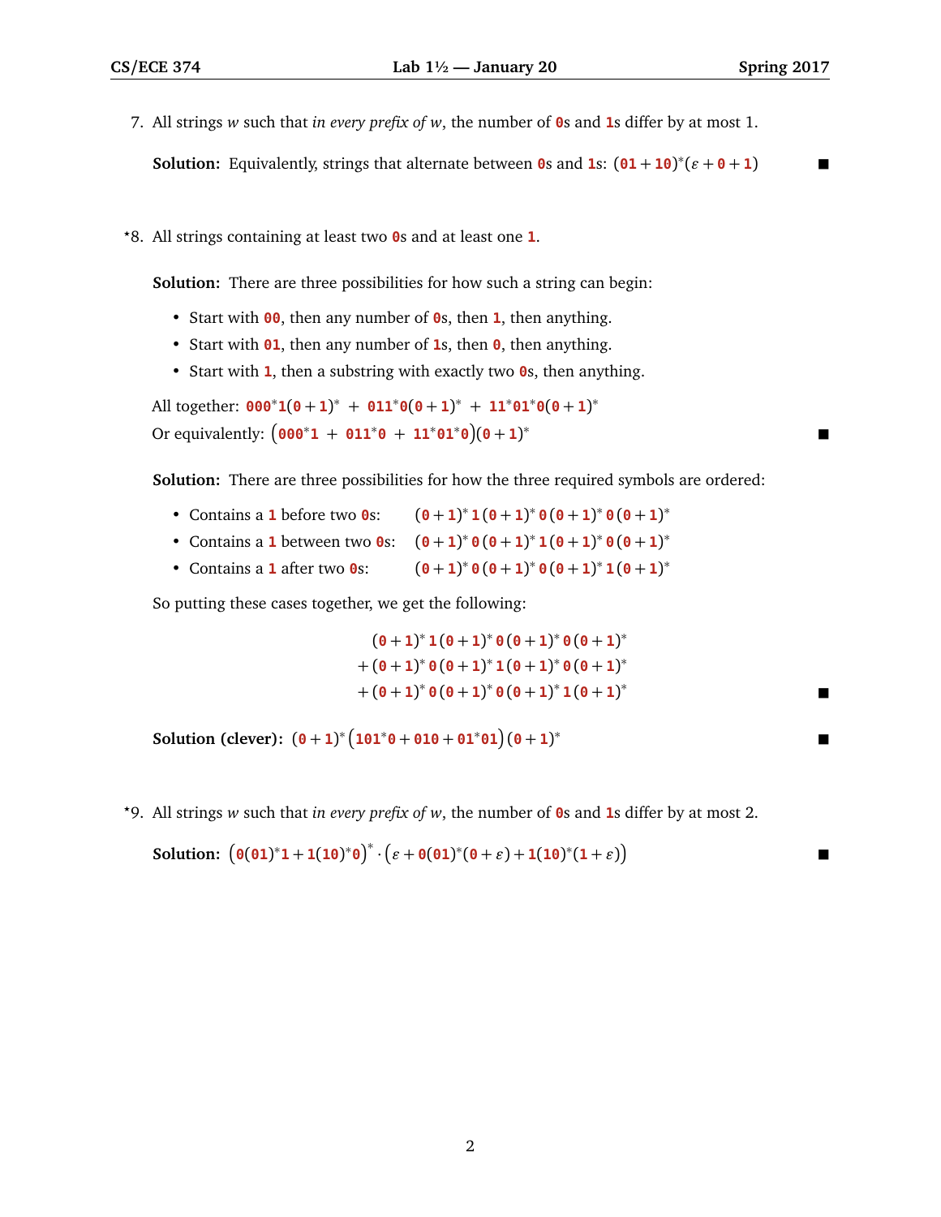7. All strings $w$ such that *in every prefix of $w$*, the number of 0s and 1s differ by at most 1.

   **Solution:** Equivalently, strings that alternate between 0s and 1s: $(\mathtt{01}+\mathtt{10})^*(\varepsilon+\mathtt{0}+\mathtt{1})$ ■

*8. All strings containing at least two 0s and at least one 1.

   **Solution:** There are three possibilities for how such a string can begin:

   - Start with 00, then any number of 0s, then 1, then anything.
   - Start with 01, then any number of 1s, then 0, then anything.
   - Start with 1, then a substring with exactly two 0s, then anything.

   All together: $\mathtt{000}^*\mathtt{1}(\mathtt{0}+\mathtt{1})^* + \mathtt{011}^*\mathtt{0}(\mathtt{0}+\mathtt{1})^* + \mathtt{11}^*\mathtt{01}^*\mathtt{0}(\mathtt{0}+\mathtt{1})^*$
   Or equivalently: $\big(\mathtt{000}^*\mathtt{1} + \mathtt{011}^*\mathtt{0} + \mathtt{11}^*\mathtt{01}^*\mathtt{0}\big)(\mathtt{0}+\mathtt{1})^*$ ■

   **Solution:** There are three possibilities for how the three required symbols are ordered:

   - Contains a 1 before two 0s: $(\mathtt{0}+\mathtt{1})^*\,\mathtt{1}\,(\mathtt{0}+\mathtt{1})^*\,\mathtt{0}\,(\mathtt{0}+\mathtt{1})^*\,\mathtt{0}\,(\mathtt{0}+\mathtt{1})^*$
   - Contains a 1 between two 0s: $(\mathtt{0}+\mathtt{1})^*\,\mathtt{0}\,(\mathtt{0}+\mathtt{1})^*\,\mathtt{1}\,(\mathtt{0}+\mathtt{1})^*\,\mathtt{0}\,(\mathtt{0}+\mathtt{1})^*$
   - Contains a 1 after two 0s: $(\mathtt{0}+\mathtt{1})^*\,\mathtt{0}\,(\mathtt{0}+\mathtt{1})^*\,\mathtt{0}\,(\mathtt{0}+\mathtt{1})^*\,\mathtt{1}\,(\mathtt{0}+\mathtt{1})^*$

   So putting these cases together, we get the following:

   $$\begin{aligned}
   &(\mathtt{0}+\mathtt{1})^*\,\mathtt{1}\,(\mathtt{0}+\mathtt{1})^*\,\mathtt{0}\,(\mathtt{0}+\mathtt{1})^*\,\mathtt{0}\,(\mathtt{0}+\mathtt{1})^*\\
   +\,&(\mathtt{0}+\mathtt{1})^*\,\mathtt{0}\,(\mathtt{0}+\mathtt{1})^*\,\mathtt{1}\,(\mathtt{0}+\mathtt{1})^*\,\mathtt{0}\,(\mathtt{0}+\mathtt{1})^*\\
   +\,&(\mathtt{0}+\mathtt{1})^*\,\mathtt{0}\,(\mathtt{0}+\mathtt{1})^*\,\mathtt{0}\,(\mathtt{0}+\mathtt{1})^*\,\mathtt{1}\,(\mathtt{0}+\mathtt{1})^*
   \end{aligned}$$ ■

   **Solution (clever):** $(\mathtt{0}+\mathtt{1})^*\big(\mathtt{101}^*\mathtt{0}+\mathtt{010}+\mathtt{01}^*\mathtt{01}\big)(\mathtt{0}+\mathtt{1})^*$ ■

*9. All strings $w$ such that *in every prefix of $w$*, the number of 0s and 1s differ by at most 2.

   **Solution:** $\big(\mathtt{0}(\mathtt{01})^*\mathtt{1}+\mathtt{1}(\mathtt{10})^*\mathtt{0}\big)^*\cdot\big(\varepsilon+\mathtt{0}(\mathtt{01})^*(\mathtt{0}+\varepsilon)+\mathtt{1}(\mathtt{10})^*(\mathtt{1}+\varepsilon)\big)$ ■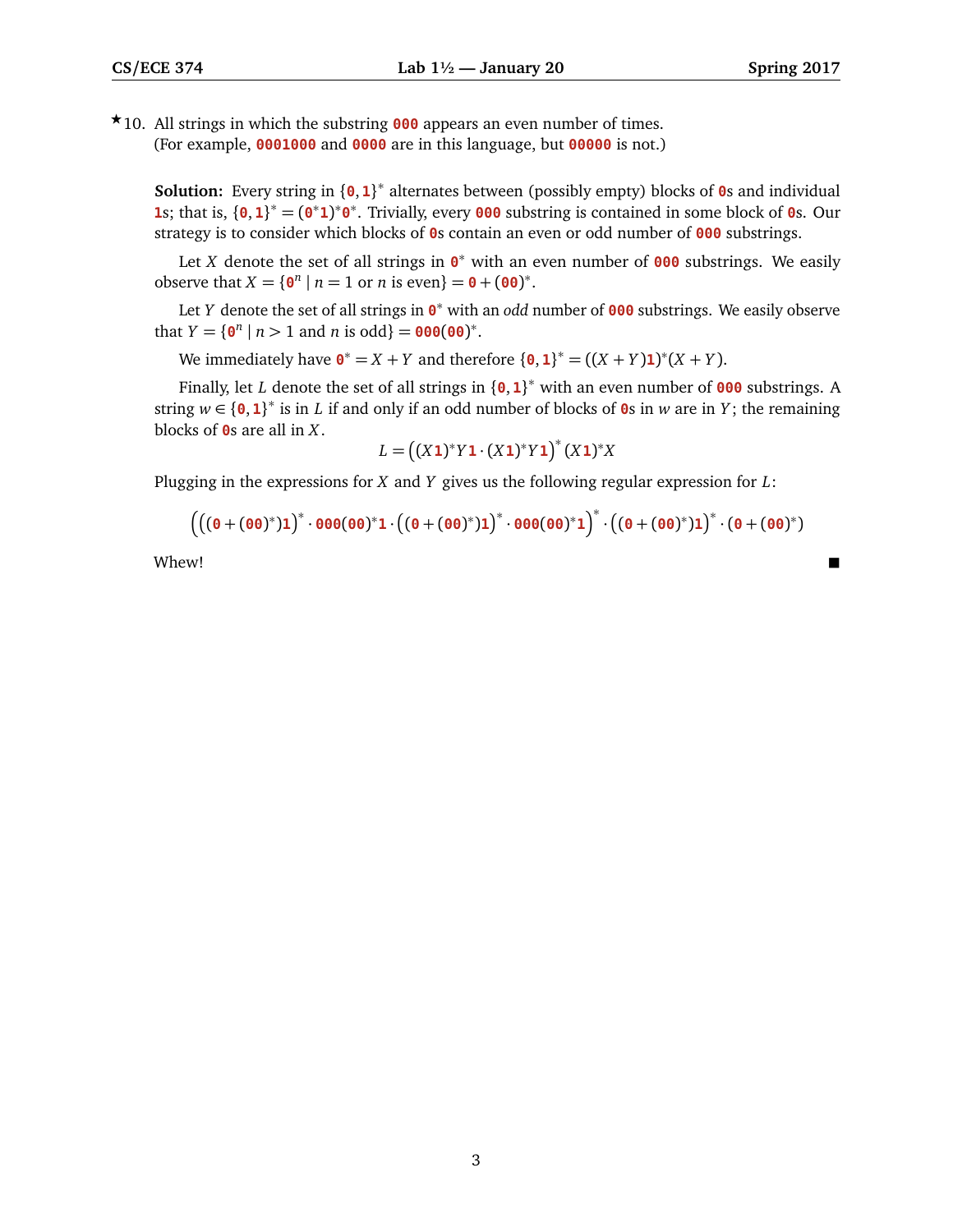★10. All strings in which the substring 000 appears an even number of times.
(For example, 0001000 and 0000 are in this language, but 00000 is not.)

**Solution:** Every string in $\{0,1\}^*$ alternates between (possibly empty) blocks of 0s and individual 1s; that is, $\{0,1\}^* = (0^*1)^*0^*$. Trivially, every 000 substring is contained in some block of 0s. Our strategy is to consider which blocks of 0s contain an even or odd number of 000 substrings.

Let $X$ denote the set of all strings in $0^*$ with an even number of 000 substrings. We easily observe that $X = \{0^n \mid n = 1 \text{ or } n \text{ is even}\} = 0 + (00)^*$.

Let $Y$ denote the set of all strings in $0^*$ with an *odd* number of 000 substrings. We easily observe that $Y = \{0^n \mid n > 1 \text{ and } n \text{ is odd}\} = 000(00)^*$.

We immediately have $0^* = X + Y$ and therefore $\{0,1\}^* = ((X+Y)1)^*(X+Y)$.

Finally, let $L$ denote the set of all strings in $\{0,1\}^*$ with an even number of 000 substrings. A string $w \in \{0,1\}^*$ is in $L$ if and only if an odd number of blocks of 0s in $w$ are in $Y$; the remaining blocks of 0s are all in $X$.

$$L = \left((X1)^*Y1 \cdot (X1)^*Y1\right)^*(X1)^*X$$

Plugging in the expressions for $X$ and $Y$ gives us the following regular expression for $L$:

$$\left(\left((0+(00)^*)1\right)^* \cdot 000(00)^*1 \cdot \left((0+(00)^*)1\right)^* \cdot 000(00)^*1\right)^* \cdot \left((0+(00)^*)1\right)^* \cdot (0+(00)^*)$$

Whew! ■